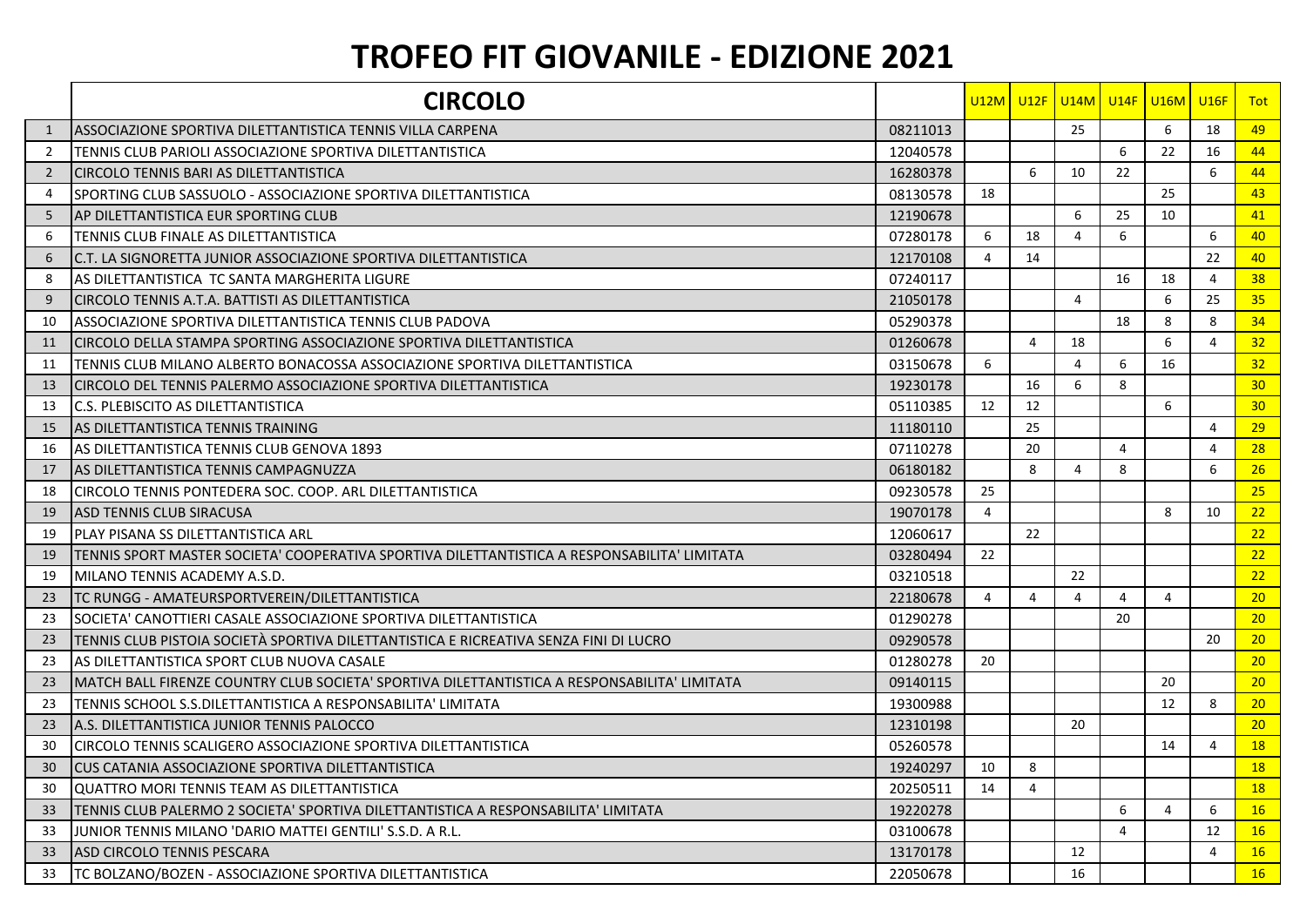# TROFEO FIT GIOVANILE - EDIZIONE 2021

| | CIRCOLO | | U12M | U12F | U14M | U14F | U16M | U16F | Tot |
|---|---|---|---|---|---|---|---|---|---|
| 1 | ASSOCIAZIONE SPORTIVA DILETTANTISTICA TENNIS VILLA CARPENA | 08211013 | | | 25 | | 6 | 18 | 49 |
| 2 | TENNIS CLUB PARIOLI ASSOCIAZIONE SPORTIVA DILETTANTISTICA | 12040578 | | | | 6 | 22 | 16 | 44 |
| 2 | CIRCOLO TENNIS BARI AS DILETTANTISTICA | 16280378 | | 6 | 10 | 22 | | 6 | 44 |
| 4 | SPORTING CLUB SASSUOLO - ASSOCIAZIONE SPORTIVA DILETTANTISTICA | 08130578 | 18 | | | | 25 | | 43 |
| 5 | AP DILETTANTISTICA EUR SPORTING CLUB | 12190678 | | | 6 | 25 | 10 | | 41 |
| 6 | TENNIS CLUB FINALE AS DILETTANTISTICA | 07280178 | 6 | 18 | 4 | 6 | | 6 | 40 |
| 6 | C.T. LA SIGNORETTA JUNIOR ASSOCIAZIONE SPORTIVA DILETTANTISTICA | 12170108 | 4 | 14 | | | | 22 | 40 |
| 8 | AS DILETTANTISTICA TC SANTA MARGHERITA LIGURE | 07240117 | | | | 16 | 18 | 4 | 38 |
| 9 | CIRCOLO TENNIS A.T.A. BATTISTI AS DILETTANTISTICA | 21050178 | | | 4 | | 6 | 25 | 35 |
| 10 | ASSOCIAZIONE SPORTIVA DILETTANTISTICA TENNIS CLUB PADOVA | 05290378 | | | | 18 | 8 | 8 | 34 |
| 11 | CIRCOLO DELLA STAMPA SPORTING ASSOCIAZIONE SPORTIVA DILETTANTISTICA | 01260678 | | 4 | 18 | | 6 | 4 | 32 |
| 11 | TENNIS CLUB MILANO ALBERTO BONACOSSA ASSOCIAZIONE SPORTIVA DILETTANTISTICA | 03150678 | 6 | | 4 | 6 | 16 | | 32 |
| 13 | CIRCOLO DEL TENNIS PALERMO ASSOCIAZIONE SPORTIVA DILETTANTISTICA | 19230178 | | 16 | 6 | 8 | | | 30 |
| 13 | C.S. PLEBISCITO AS DILETTANTISTICA | 05110385 | 12 | 12 | | | 6 | | 30 |
| 15 | AS DILETTANTISTICA TENNIS TRAINING | 11180110 | | 25 | | | | 4 | 29 |
| 16 | AS DILETTANTISTICA TENNIS CLUB GENOVA 1893 | 07110278 | | 20 | | 4 | | 4 | 28 |
| 17 | AS DILETTANTISTICA TENNIS CAMPAGNUZZA | 06180182 | | 8 | 4 | 8 | | 6 | 26 |
| 18 | CIRCOLO TENNIS PONTEDERA SOC. COOP. ARL DILETTANTISTICA | 09230578 | 25 | | | | | | 25 |
| 19 | ASD TENNIS CLUB SIRACUSA | 19070178 | 4 | | | | 8 | 10 | 22 |
| 19 | PLAY PISANA SS DILETTANTISTICA ARL | 12060617 | | 22 | | | | | 22 |
| 19 | TENNIS SPORT MASTER SOCIETA' COOPERATIVA SPORTIVA DILETTANTISTICA A RESPONSABILITA' LIMITATA | 03280494 | 22 | | | | | | 22 |
| 19 | MILANO TENNIS ACADEMY A.S.D. | 03210518 | | | 22 | | | | 22 |
| 23 | TC RUNGG - AMATEURSPORTVEREIN/DILETTANTISTICA | 22180678 | 4 | 4 | 4 | 4 | 4 | | 20 |
| 23 | SOCIETA' CANOTTIERI CASALE ASSOCIAZIONE SPORTIVA DILETTANTISTICA | 01290278 | | | | 20 | | | 20 |
| 23 | TENNIS CLUB PISTOIA SOCIETÀ SPORTIVA DILETTANTISTICA E RICREATIVA SENZA FINI DI LUCRO | 09290578 | | | | | | 20 | 20 |
| 23 | AS DILETTANTISTICA SPORT CLUB NUOVA CASALE | 01280278 | 20 | | | | | | 20 |
| 23 | MATCH BALL FIRENZE COUNTRY CLUB SOCIETA' SPORTIVA DILETTANTISTICA A RESPONSABILITA' LIMITATA | 09140115 | | | | | 20 | | 20 |
| 23 | TENNIS SCHOOL S.S.DILETTANTISTICA A RESPONSABILITA' LIMITATA | 19300988 | | | | | 12 | 8 | 20 |
| 23 | A.S. DILETTANTISTICA JUNIOR TENNIS PALOCCO | 12310198 | | | 20 | | | | 20 |
| 30 | CIRCOLO TENNIS SCALIGERO ASSOCIAZIONE SPORTIVA DILETTANTISTICA | 05260578 | | | | | 14 | 4 | 18 |
| 30 | CUS CATANIA ASSOCIAZIONE SPORTIVA DILETTANTISTICA | 19240297 | 10 | 8 | | | | | 18 |
| 30 | QUATTRO MORI TENNIS TEAM AS DILETTANTISTICA | 20250511 | 14 | 4 | | | | | 18 |
| 33 | TENNIS CLUB PALERMO 2 SOCIETA' SPORTIVA DILETTANTISTICA A RESPONSABILITA' LIMITATA | 19220278 | | | | 6 | 4 | 6 | 16 |
| 33 | JUNIOR TENNIS MILANO 'DARIO MATTEI GENTILI' S.S.D. A R.L. | 03100678 | | | | 4 | | 12 | 16 |
| 33 | ASD CIRCOLO TENNIS PESCARA | 13170178 | | | 12 | | | 4 | 16 |
| 33 | TC BOLZANO/BOZEN - ASSOCIAZIONE SPORTIVA DILETTANTISTICA | 22050678 | | | 16 | | | | 16 |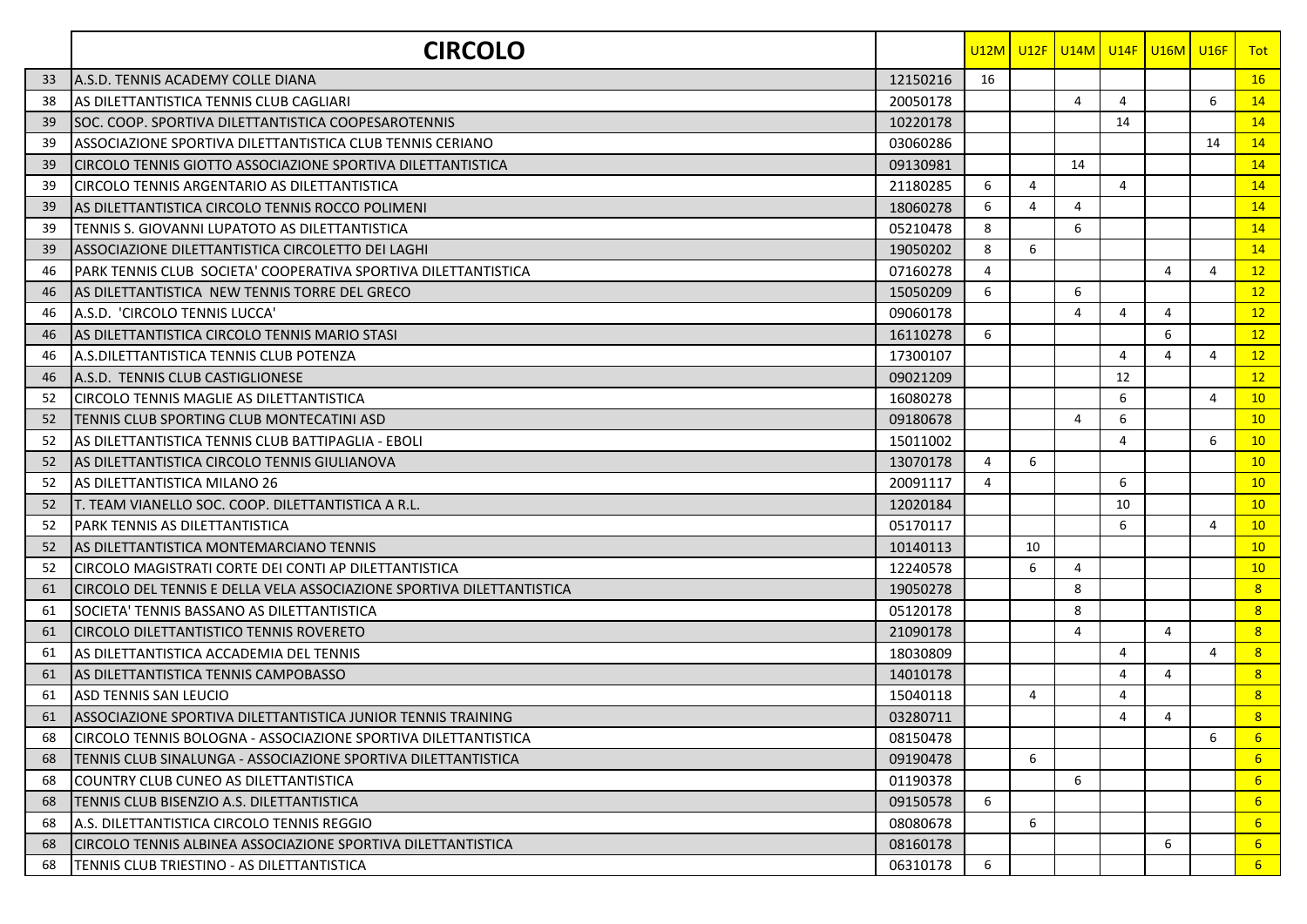| | CIRCOLO | | U12M | U12F | U14M | U14F | U16M | U16F | Tot |
|---|---|---|---|---|---|---|---|---|---|
| 33 | A.S.D. TENNIS ACADEMY COLLE DIANA | 12150216 | 16 | | | | | | 16 |
| 38 | AS DILETTANTISTICA TENNIS CLUB CAGLIARI | 20050178 | | | 4 | 4 | | 6 | 14 |
| 39 | SOC. COOP. SPORTIVA DILETTANTISTICA COOPESAROTENNIS | 10220178 | | | | 14 | | | 14 |
| 39 | ASSOCIAZIONE SPORTIVA DILETTANTISTICA CLUB TENNIS CERIANO | 03060286 | | | | | | 14 | 14 |
| 39 | CIRCOLO TENNIS GIOTTO ASSOCIAZIONE SPORTIVA DILETTANTISTICA | 09130981 | | | 14 | | | | 14 |
| 39 | CIRCOLO TENNIS ARGENTARIO AS DILETTANTISTICA | 21180285 | 6 | 4 | | 4 | | | 14 |
| 39 | AS DILETTANTISTICA CIRCOLO TENNIS ROCCO POLIMENI | 18060278 | 6 | 4 | 4 | | | | 14 |
| 39 | TENNIS S. GIOVANNI LUPATOTO AS DILETTANTISTICA | 05210478 | 8 | | 6 | | | | 14 |
| 39 | ASSOCIAZIONE DILETTANTISTICA CIRCOLETTO DEI LAGHI | 19050202 | 8 | 6 | | | | | 14 |
| 46 | PARK TENNIS CLUB SOCIETA' COOPERATIVA SPORTIVA DILETTANTISTICA | 07160278 | 4 | | | | 4 | 4 | 12 |
| 46 | AS DILETTANTISTICA NEW TENNIS TORRE DEL GRECO | 15050209 | 6 | | 6 | | | | 12 |
| 46 | A.S.D. 'CIRCOLO TENNIS LUCCA' | 09060178 | | | 4 | 4 | 4 | | 12 |
| 46 | AS DILETTANTISTICA CIRCOLO TENNIS MARIO STASI | 16110278 | 6 | | | | 6 | | 12 |
| 46 | A.S.DILETTANTISTICA TENNIS CLUB POTENZA | 17300107 | | | | 4 | 4 | 4 | 12 |
| 46 | A.S.D. TENNIS CLUB CASTIGLIONESE | 09021209 | | | | 12 | | | 12 |
| 52 | CIRCOLO TENNIS MAGLIE AS DILETTANTISTICA | 16080278 | | | | 6 | | 4 | 10 |
| 52 | TENNIS CLUB SPORTING CLUB MONTECATINI ASD | 09180678 | | | 4 | 6 | | | 10 |
| 52 | AS DILETTANTISTICA TENNIS CLUB BATTIPAGLIA - EBOLI | 15011002 | | | | 4 | | 6 | 10 |
| 52 | AS DILETTANTISTICA CIRCOLO TENNIS GIULIANOVA | 13070178 | 4 | 6 | | | | | 10 |
| 52 | AS DILETTANTISTICA MILANO 26 | 20091117 | 4 | | | 6 | | | 10 |
| 52 | T. TEAM VIANELLO SOC. COOP. DILETTANTISTICA A R.L. | 12020184 | | | | 10 | | | 10 |
| 52 | PARK TENNIS AS DILETTANTISTICA | 05170117 | | | | 6 | | 4 | 10 |
| 52 | AS DILETTANTISTICA MONTEMARCIANO TENNIS | 10140113 | | 10 | | | | | 10 |
| 52 | CIRCOLO MAGISTRATI CORTE DEI CONTI AP DILETTANTISTICA | 12240578 | | 6 | 4 | | | | 10 |
| 61 | CIRCOLO DEL TENNIS E DELLA VELA ASSOCIAZIONE SPORTIVA DILETTANTISTICA | 19050278 | | | 8 | | | | 8 |
| 61 | SOCIETA' TENNIS BASSANO AS DILETTANTISTICA | 05120178 | | | 8 | | | | 8 |
| 61 | CIRCOLO DILETTANTISTICO TENNIS ROVERETO | 21090178 | | | 4 | | 4 | | 8 |
| 61 | AS DILETTANTISTICA ACCADEMIA DEL TENNIS | 18030809 | | | | 4 | | 4 | 8 |
| 61 | AS DILETTANTISTICA TENNIS CAMPOBASSO | 14010178 | | | | 4 | 4 | | 8 |
| 61 | ASD TENNIS SAN LEUCIO | 15040118 | | 4 | | 4 | | | 8 |
| 61 | ASSOCIAZIONE SPORTIVA DILETTANTISTICA JUNIOR TENNIS TRAINING | 03280711 | | | | 4 | 4 | | 8 |
| 68 | CIRCOLO TENNIS BOLOGNA - ASSOCIAZIONE SPORTIVA DILETTANTISTICA | 08150478 | | | | | | 6 | 6 |
| 68 | TENNIS CLUB SINALUNGA - ASSOCIAZIONE SPORTIVA DILETTANTISTICA | 09190478 | | 6 | | | | | 6 |
| 68 | COUNTRY CLUB CUNEO AS DILETTANTISTICA | 01190378 | | | 6 | | | | 6 |
| 68 | TENNIS CLUB BISENZIO A.S. DILETTANTISTICA | 09150578 | 6 | | | | | | 6 |
| 68 | A.S. DILETTANTISTICA CIRCOLO TENNIS REGGIO | 08080678 | | 6 | | | | | 6 |
| 68 | CIRCOLO TENNIS ALBINEA ASSOCIAZIONE SPORTIVA DILETTANTISTICA | 08160178 | | | | | 6 | | 6 |
| 68 | TENNIS CLUB TRIESTINO - AS DILETTANTISTICA | 06310178 | 6 | | | | | | 6 |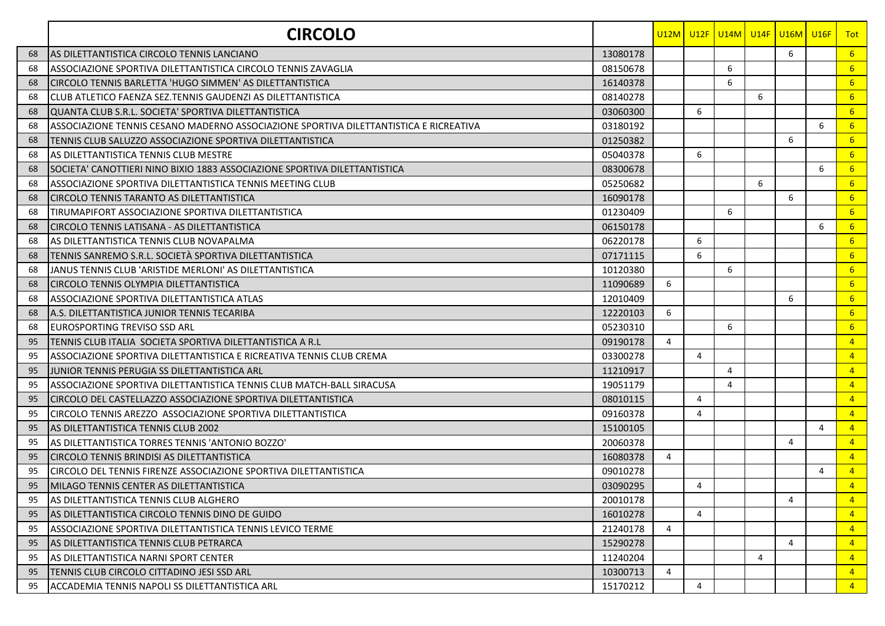| | CIRCOLO | | U12M | U12F | U14M | U14F | U16M | U16F | Tot |
|---|---|---|---|---|---|---|---|---|---|
| 68 | AS DILETTANTISTICA CIRCOLO TENNIS LANCIANO | 13080178 | | | | | 6 | | 6 |
| 68 | ASSOCIAZIONE SPORTIVA DILETTANTISTICA CIRCOLO TENNIS ZAVAGLIA | 08150678 | | | 6 | | | | 6 |
| 68 | CIRCOLO TENNIS BARLETTA 'HUGO SIMMEN' AS DILETTANTISTICA | 16140378 | | | 6 | | | | 6 |
| 68 | CLUB ATLETICO FAENZA SEZ.TENNIS GAUDENZI AS DILETTANTISTICA | 08140278 | | | | 6 | | | 6 |
| 68 | QUANTA CLUB S.R.L. SOCIETA' SPORTIVA DILETTANTISTICA | 03060300 | | 6 | | | | | 6 |
| 68 | ASSOCIAZIONE TENNIS CESANO MADERNO ASSOCIAZIONE SPORTIVA DILETTANTISTICA E RICREATIVA | 03180192 | | | | | | 6 | 6 |
| 68 | TENNIS CLUB SALUZZO ASSOCIAZIONE SPORTIVA DILETTANTISTICA | 01250382 | | | | | 6 | | 6 |
| 68 | AS DILETTANTISTICA TENNIS CLUB MESTRE | 05040378 | | 6 | | | | | 6 |
| 68 | SOCIETA' CANOTTIERI NINO BIXIO 1883 ASSOCIAZIONE SPORTIVA DILETTANTISTICA | 08300678 | | | | | | 6 | 6 |
| 68 | ASSOCIAZIONE SPORTIVA DILETTANTISTICA TENNIS MEETING CLUB | 05250682 | | | | 6 | | | 6 |
| 68 | CIRCOLO TENNIS TARANTO AS DILETTANTISTICA | 16090178 | | | | | 6 | | 6 |
| 68 | TIRUMAPIFORT ASSOCIAZIONE SPORTIVA DILETTANTISTICA | 01230409 | | | 6 | | | | 6 |
| 68 | CIRCOLO TENNIS LATISANA - AS DILETTANTISTICA | 06150178 | | | | | | 6 | 6 |
| 68 | AS DILETTANTISTICA TENNIS CLUB NOVAPALMA | 06220178 | | 6 | | | | | 6 |
| 68 | TENNIS SANREMO S.R.L. SOCIETÀ SPORTIVA DILETTANTISTICA | 07171115 | | 6 | | | | | 6 |
| 68 | JANUS TENNIS CLUB 'ARISTIDE MERLONI' AS DILETTANTISTICA | 10120380 | | | 6 | | | | 6 |
| 68 | CIRCOLO TENNIS OLYMPIA DILETTANTISTICA | 11090689 | 6 | | | | | | 6 |
| 68 | ASSOCIAZIONE SPORTIVA DILETTANTISTICA ATLAS | 12010409 | | | | | 6 | | 6 |
| 68 | A.S. DILETTANTISTICA JUNIOR TENNIS TECARIBA | 12220103 | 6 | | | | | | 6 |
| 68 | EUROSPORTING TREVISO SSD ARL | 05230310 | | | 6 | | | | 6 |
| 95 | TENNIS CLUB ITALIA SOCIETA SPORTIVA DILETTANTISTICA A R.L | 09190178 | 4 | | | | | | 4 |
| 95 | ASSOCIAZIONE SPORTIVA DILETTANTISTICA E RICREATIVA TENNIS CLUB CREMA | 03300278 | | 4 | | | | | 4 |
| 95 | JUNIOR TENNIS PERUGIA SS DILETTANTISTICA ARL | 11210917 | | | 4 | | | | 4 |
| 95 | ASSOCIAZIONE SPORTIVA DILETTANTISTICA TENNIS CLUB MATCH-BALL SIRACUSA | 19051179 | | | 4 | | | | 4 |
| 95 | CIRCOLO DEL CASTELLAZZO ASSOCIAZIONE SPORTIVA DILETTANTISTICA | 08010115 | | 4 | | | | | 4 |
| 95 | CIRCOLO TENNIS AREZZO ASSOCIAZIONE SPORTIVA DILETTANTISTICA | 09160378 | | 4 | | | | | 4 |
| 95 | AS DILETTANTISTICA TENNIS CLUB 2002 | 15100105 | | | | | | 4 | 4 |
| 95 | AS DILETTANTISTICA TORRES TENNIS 'ANTONIO BOZZO' | 20060378 | | | | | 4 | | 4 |
| 95 | CIRCOLO TENNIS BRINDISI AS DILETTANTISTICA | 16080378 | 4 | | | | | | 4 |
| 95 | CIRCOLO DEL TENNIS FIRENZE ASSOCIAZIONE SPORTIVA DILETTANTISTICA | 09010278 | | | | | | 4 | 4 |
| 95 | MILAGO TENNIS CENTER AS DILETTANTISTICA | 03090295 | | 4 | | | | | 4 |
| 95 | AS DILETTANTISTICA TENNIS CLUB ALGHERO | 20010178 | | | | | 4 | | 4 |
| 95 | AS DILETTANTISTICA CIRCOLO TENNIS DINO DE GUIDO | 16010278 | | 4 | | | | | 4 |
| 95 | ASSOCIAZIONE SPORTIVA DILETTANTISTICA TENNIS LEVICO TERME | 21240178 | 4 | | | | | | 4 |
| 95 | AS DILETTANTISTICA TENNIS CLUB PETRARCA | 15290278 | | | | | 4 | | 4 |
| 95 | AS DILETTANTISTICA NARNI SPORT CENTER | 11240204 | | | | 4 | | | 4 |
| 95 | TENNIS CLUB CIRCOLO CITTADINO JESI SSD ARL | 10300713 | 4 | | | | | | 4 |
| 95 | ACCADEMIA TENNIS NAPOLI SS DILETTANTISTICA ARL | 15170212 | | 4 | | | | | 4 |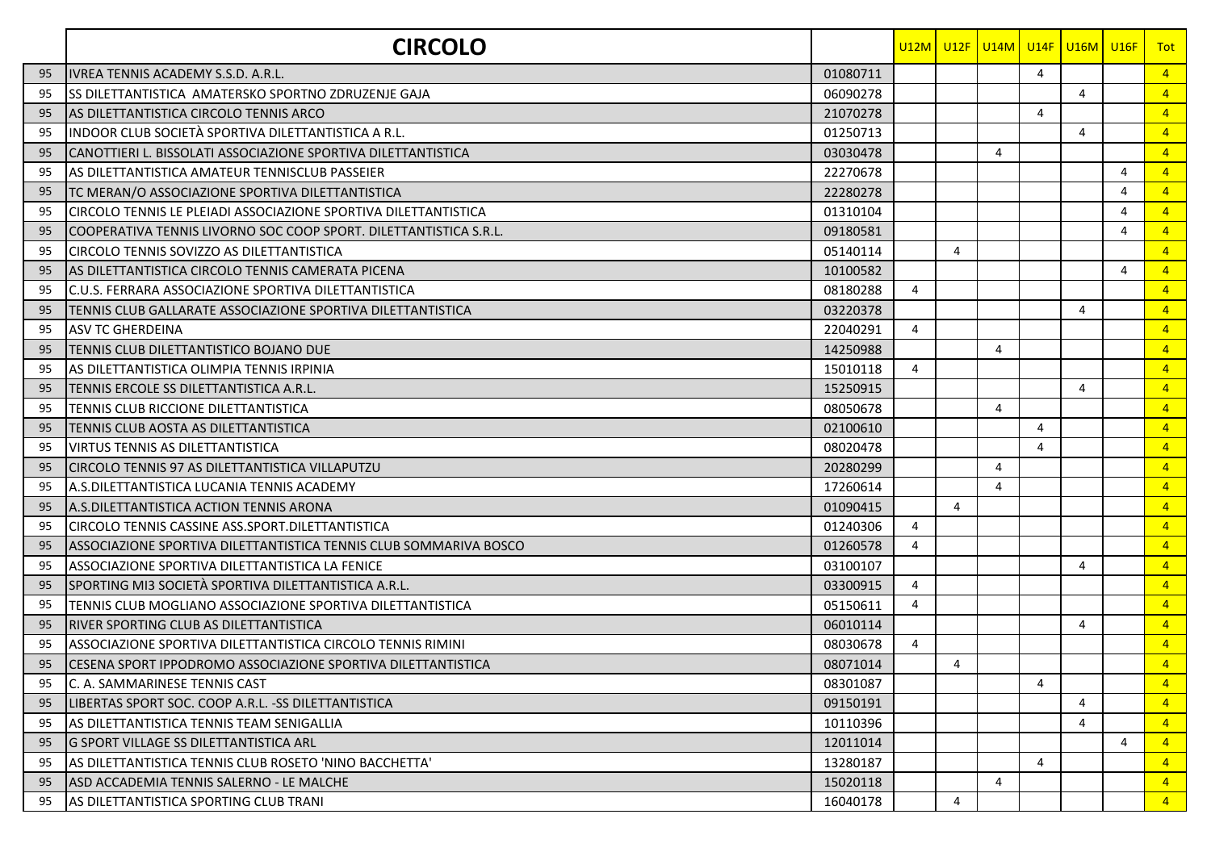| | CIRCOLO | | U12M | U12F | U14M | U14F | U16M | U16F | Tot |
|---|---|---|---|---|---|---|---|---|---|
| 95 | IVREA TENNIS ACADEMY S.S.D. A.R.L. | 01080711 | | | | 4 | | | 4 |
| 95 | SS DILETTANTISTICA AMATERSKO SPORTNO ZDRUZENJE GAJA | 06090278 | | | | | 4 | | 4 |
| 95 | AS DILETTANTISTICA CIRCOLO TENNIS ARCO | 21070278 | | | | 4 | | | 4 |
| 95 | INDOOR CLUB SOCIETÀ SPORTIVA DILETTANTISTICA A R.L. | 01250713 | | | | | 4 | | 4 |
| 95 | CANOTTIERI L. BISSOLATI ASSOCIAZIONE SPORTIVA DILETTANTISTICA | 03030478 | | | 4 | | | | 4 |
| 95 | AS DILETTANTISTICA AMATEUR TENNISCLUB PASSEIER | 22270678 | | | | | | 4 | 4 |
| 95 | TC MERAN/O ASSOCIAZIONE SPORTIVA DILETTANTISTICA | 22280278 | | | | | | 4 | 4 |
| 95 | CIRCOLO TENNIS LE PLEIADI ASSOCIAZIONE SPORTIVA DILETTANTISTICA | 01310104 | | | | | | 4 | 4 |
| 95 | COOPERATIVA TENNIS LIVORNO SOC COOP SPORT. DILETTANTISTICA S.R.L. | 09180581 | | | | | | 4 | 4 |
| 95 | CIRCOLO TENNIS SOVIZZO AS DILETTANTISTICA | 05140114 | | 4 | | | | | 4 |
| 95 | AS DILETTANTISTICA CIRCOLO TENNIS CAMERATA PICENA | 10100582 | | | | | | 4 | 4 |
| 95 | C.U.S. FERRARA ASSOCIAZIONE SPORTIVA DILETTANTISTICA | 08180288 | 4 | | | | | | 4 |
| 95 | TENNIS CLUB GALLARATE ASSOCIAZIONE SPORTIVA DILETTANTISTICA | 03220378 | | | | | 4 | | 4 |
| 95 | ASV TC GHERDEINA | 22040291 | 4 | | | | | | 4 |
| 95 | TENNIS CLUB DILETTANTISTICO BOJANO DUE | 14250988 | | | 4 | | | | 4 |
| 95 | AS DILETTANTISTICA OLIMPIA TENNIS IRPINIA | 15010118 | 4 | | | | | | 4 |
| 95 | TENNIS ERCOLE SS DILETTANTISTICA A.R.L. | 15250915 | | | | | 4 | | 4 |
| 95 | TENNIS CLUB RICCIONE DILETTANTISTICA | 08050678 | | | 4 | | | | 4 |
| 95 | TENNIS CLUB AOSTA AS DILETTANTISTICA | 02100610 | | | | 4 | | | 4 |
| 95 | VIRTUS TENNIS AS DILETTANTISTICA | 08020478 | | | | 4 | | | 4 |
| 95 | CIRCOLO TENNIS 97 AS DILETTANTISTICA VILLAPUTZU | 20280299 | | | 4 | | | | 4 |
| 95 | A.S.DILETTANTISTICA LUCANIA TENNIS ACADEMY | 17260614 | | | 4 | | | | 4 |
| 95 | A.S.DILETTANTISTICA ACTION TENNIS ARONA | 01090415 | | 4 | | | | | 4 |
| 95 | CIRCOLO TENNIS CASSINE ASS.SPORT.DILETTANTISTICA | 01240306 | 4 | | | | | | 4 |
| 95 | ASSOCIAZIONE SPORTIVA DILETTANTISTICA TENNIS CLUB SOMMARIVA BOSCO | 01260578 | 4 | | | | | | 4 |
| 95 | ASSOCIAZIONE SPORTIVA DILETTANTISTICA LA FENICE | 03100107 | | | | | 4 | | 4 |
| 95 | SPORTING MI3 SOCIETÀ SPORTIVA DILETTANTISTICA A.R.L. | 03300915 | 4 | | | | | | 4 |
| 95 | TENNIS CLUB MOGLIANO ASSOCIAZIONE SPORTIVA DILETTANTISTICA | 05150611 | 4 | | | | | | 4 |
| 95 | RIVER SPORTING CLUB AS DILETTANTISTICA | 06010114 | | | | | 4 | | 4 |
| 95 | ASSOCIAZIONE SPORTIVA DILETTANTISTICA CIRCOLO TENNIS RIMINI | 08030678 | 4 | | | | | | 4 |
| 95 | CESENA SPORT IPPODROMO ASSOCIAZIONE SPORTIVA DILETTANTISTICA | 08071014 | | 4 | | | | | 4 |
| 95 | C. A. SAMMARINESE TENNIS CAST | 08301087 | | | | 4 | | | 4 |
| 95 | LIBERTAS SPORT SOC. COOP A.R.L. -SS DILETTANTISTICA | 09150191 | | | | | 4 | | 4 |
| 95 | AS DILETTANTISTICA TENNIS TEAM SENIGALLIA | 10110396 | | | | | 4 | | 4 |
| 95 | G SPORT VILLAGE SS DILETTANTISTICA ARL | 12011014 | | | | | | 4 | 4 |
| 95 | AS DILETTANTISTICA TENNIS CLUB ROSETO 'NINO BACCHETTA' | 13280187 | | | | 4 | | | 4 |
| 95 | ASD ACCADEMIA TENNIS SALERNO - LE MALCHE | 15020118 | | | 4 | | | | 4 |
| 95 | AS DILETTANTISTICA SPORTING CLUB TRANI | 16040178 | | 4 | | | | | 4 |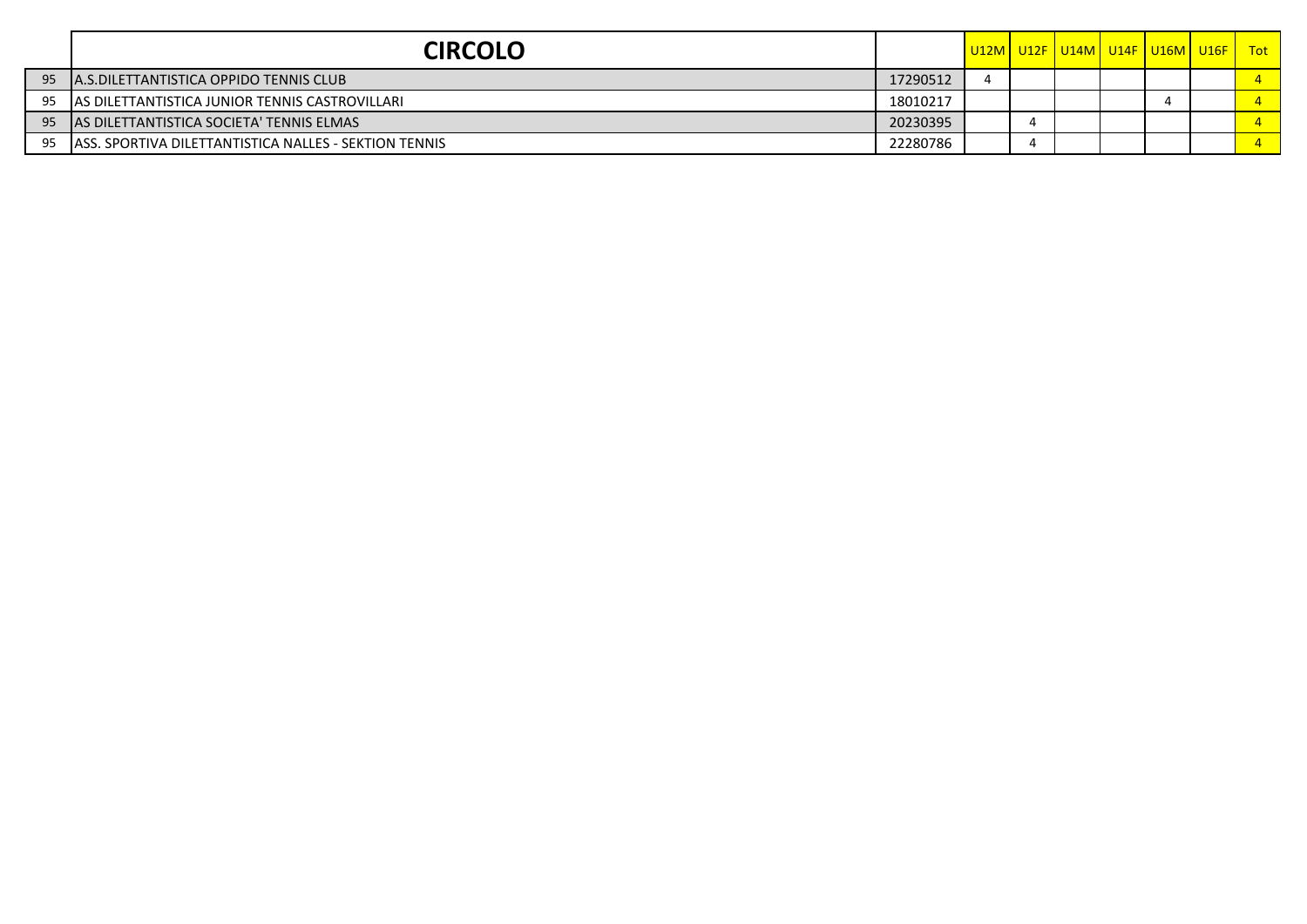| | CIRCOLO | | U12M | U12F | U14M | U14F | U16M | U16F | Tot |
|---|---|---|---|---|---|---|---|---|---|
| 95 | A.S.DILETTANTISTICA OPPIDO TENNIS CLUB | 17290512 | 4 | | | | | | 4 |
| 95 | AS DILETTANTISTICA JUNIOR TENNIS CASTROVILLARI | 18010217 | | | | | 4 | | 4 |
| 95 | AS DILETTANTISTICA SOCIETA' TENNIS ELMAS | 20230395 | | 4 | | | | | 4 |
| 95 | ASS. SPORTIVA DILETTANTISTICA NALLES - SEKTION TENNIS | 22280786 | | 4 | | | | | 4 |